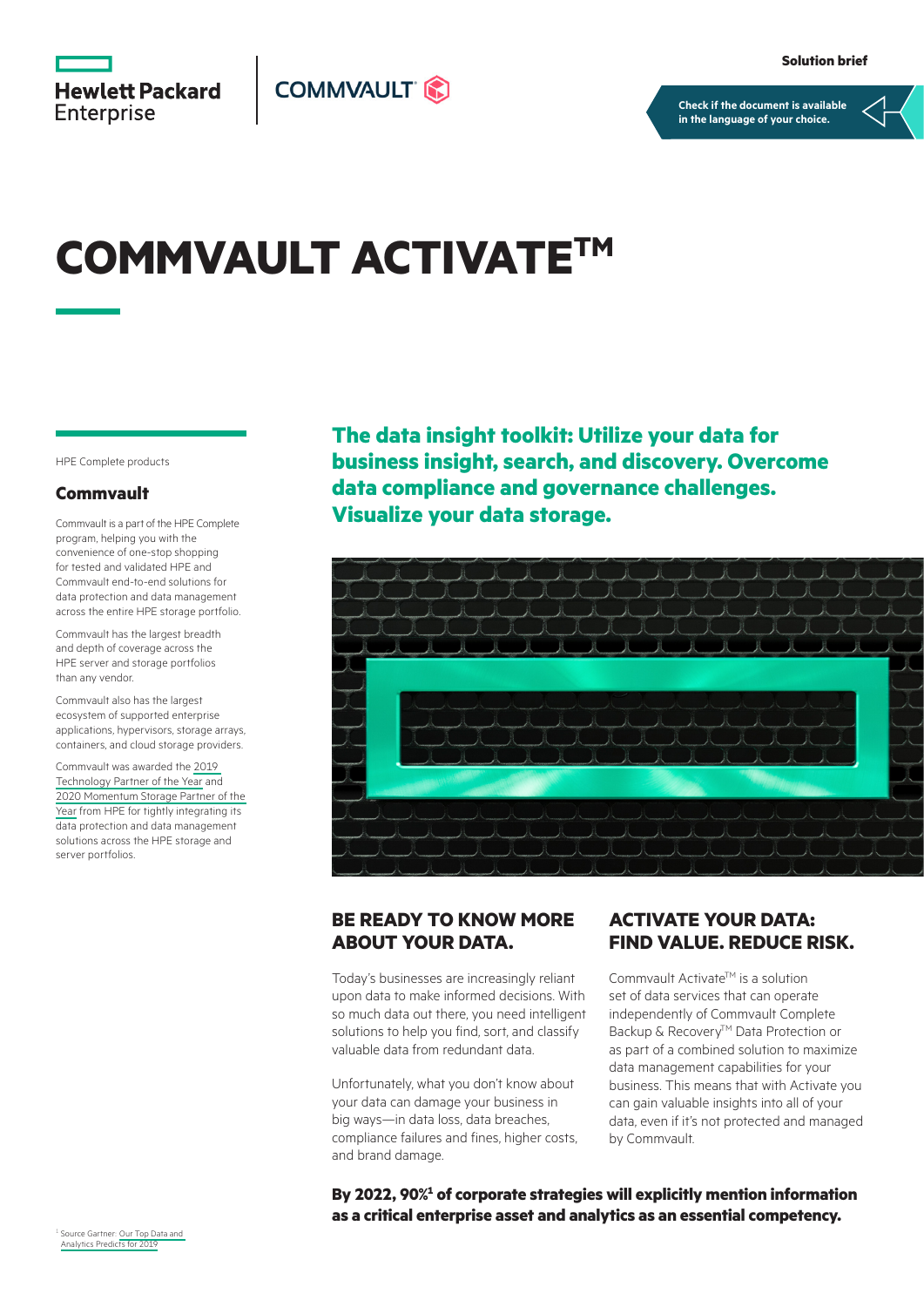Solution brief

Check if the document is available in the language of your choice.

# COMMVAULT ACTIVATE™

HPE Complete products

### Commvault

Commvault is a part of the HPE Complete program, helping you with the convenience of one-stop shopping for tested and validated HPE and Commvault end-to-end solutions for data protection and data management across the entire HPE storage portfolio.

Commvault has the largest breadth and depth of coverage across the HPE server and storage portfolios than any vendor.

Commvault also has the largest ecosystem of supported enterprise applications, hypervisors, storage arrays, containers, and cloud storage providers.

Commvault was awarded the 2019 Technology Partner of the Year and 2020 Momentum Storage Partner of the Year from HPE for tightly integrating its data protection and data management solutions across the HPE storage and server portfolios.

**The data insight toolkit: Utilize your data for business insight, search, and discovery. Overcome data compliance and governance challenges. Visualize your data storage.**

## BE READY TO KNOW MORE ABOUT YOUR DATA.

Today's businesses are increasingly reliant upon data to make informed decisions. With so much data out there, you need intelligent solutions to help you find, sort, and classify valuable data from redundant data.

Unfortunately, what you don't know about your data can damage your business in big ways—in data loss, data breaches, compliance failures and fines, higher costs, and brand damage.

## ACTIVATE YOUR DATA: FIND VALUE. REDUCE RISK.

Commvault Activate™ is a solution set of data services that can operate independently of Commvault Complete Backup & Recovery™ Data Protection or as part of a combined solution to maximize data management capabilities for your business. This means that with Activate you can gain valuable insights into all of your data, even if it's not protected and managed by Commvault.

**By 2022, 90%[1] of corporate strategies will explicitly mention information as a critical enterprise asset and analytics as an essential competency.**

[1] Source Gartner: Our Top Data and Analytics Predicts for 2019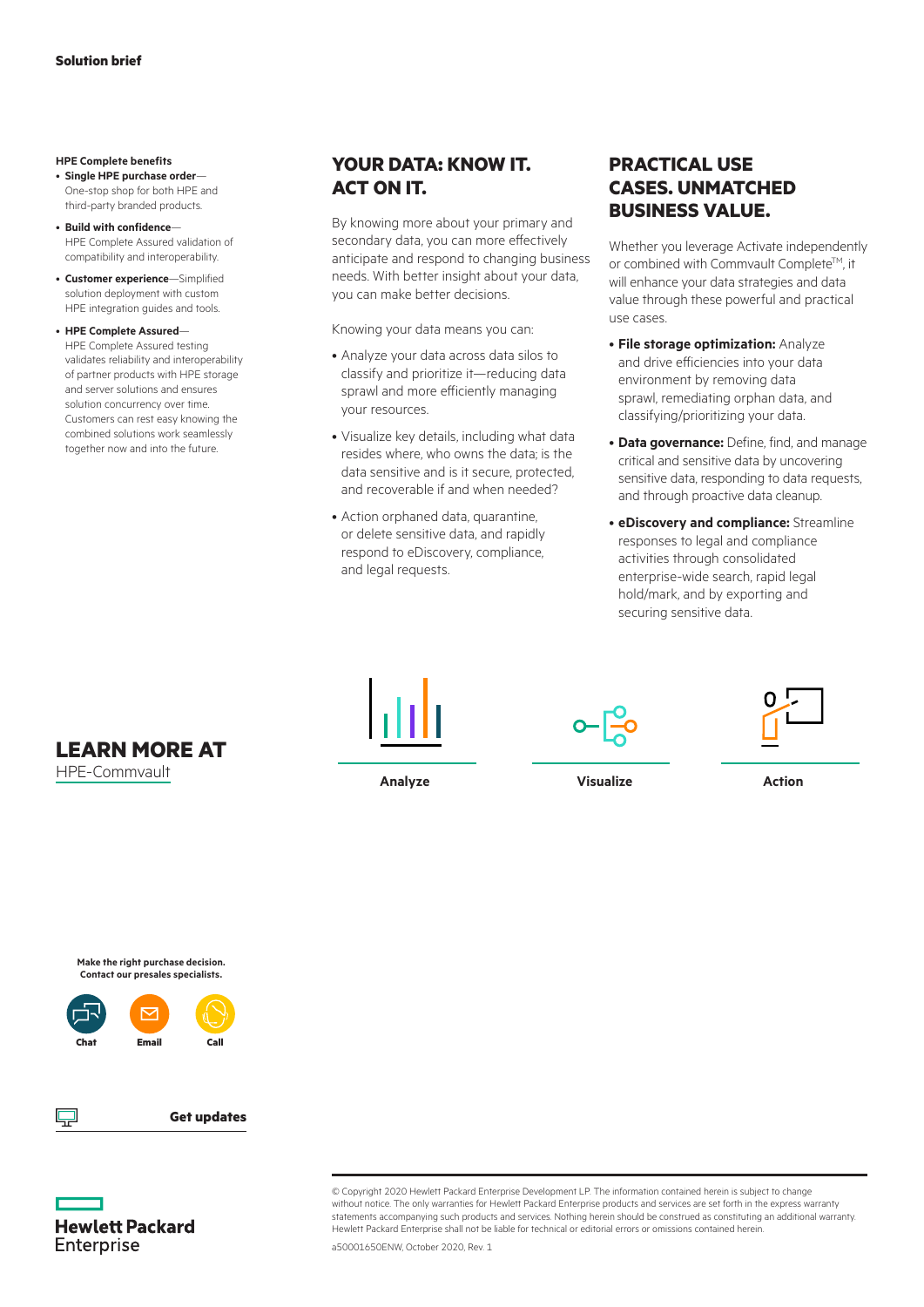**Solution brief**

**HPE Complete benefits**

- **Single HPE purchase order**—One-stop shop for both HPE and third-party branded products.
- **Build with confidence**—HPE Complete Assured validation of compatibility and interoperability.
- **Customer experience**—Simplified solution deployment with custom HPE integration guides and tools.
- **HPE Complete Assured**—HPE Complete Assured testing validates reliability and interoperability of partner products with HPE storage and server solutions and ensures solution concurrency over time. Customers can rest easy knowing the combined solutions work seamlessly together now and into the future.

## YOUR DATA: KNOW IT. ACT ON IT.

By knowing more about your primary and secondary data, you can more effectively anticipate and respond to changing business needs. With better insight about your data, you can make better decisions.

Knowing your data means you can:

- Analyze your data across data silos to classify and prioritize it—reducing data sprawl and more efficiently managing your resources.
- Visualize key details, including what data resides where, who owns the data; is the data sensitive and is it secure, protected, and recoverable if and when needed?
- Action orphaned data, quarantine, or delete sensitive data, and rapidly respond to eDiscovery, compliance, and legal requests.

## PRACTICAL USE CASES. UNMATCHED BUSINESS VALUE.

Whether you leverage Activate independently or combined with Commvault Complete™, it will enhance your data strategies and data value through these powerful and practical use cases.

- **File storage optimization:** Analyze and drive efficiencies into your data environment by removing data sprawl, remediating orphan data, and classifying/prioritizing your data.
- **Data governance:** Define, find, and manage critical and sensitive data by uncovering sensitive data, responding to data requests, and through proactive data cleanup.
- **eDiscovery and compliance:** Streamline responses to legal and compliance activities through consolidated enterprise-wide search, rapid legal hold/mark, and by exporting and securing sensitive data.

Analyze

Visualize

Action

## LEARN MORE AT

HPE-Commvault

**Make the right purchase decision. Contact our presales specialists.**

Chat | Email | Call

Get updates

Hewlett Packard Enterprise

© Copyright 2020 Hewlett Packard Enterprise Development LP. The information contained herein is subject to change without notice. The only warranties for Hewlett Packard Enterprise products and services are set forth in the express warranty statements accompanying such products and services. Nothing herein should be construed as constituting an additional warranty. Hewlett Packard Enterprise shall not be liable for technical or editorial errors or omissions contained herein.

a50001650ENW, October 2020, Rev. 1